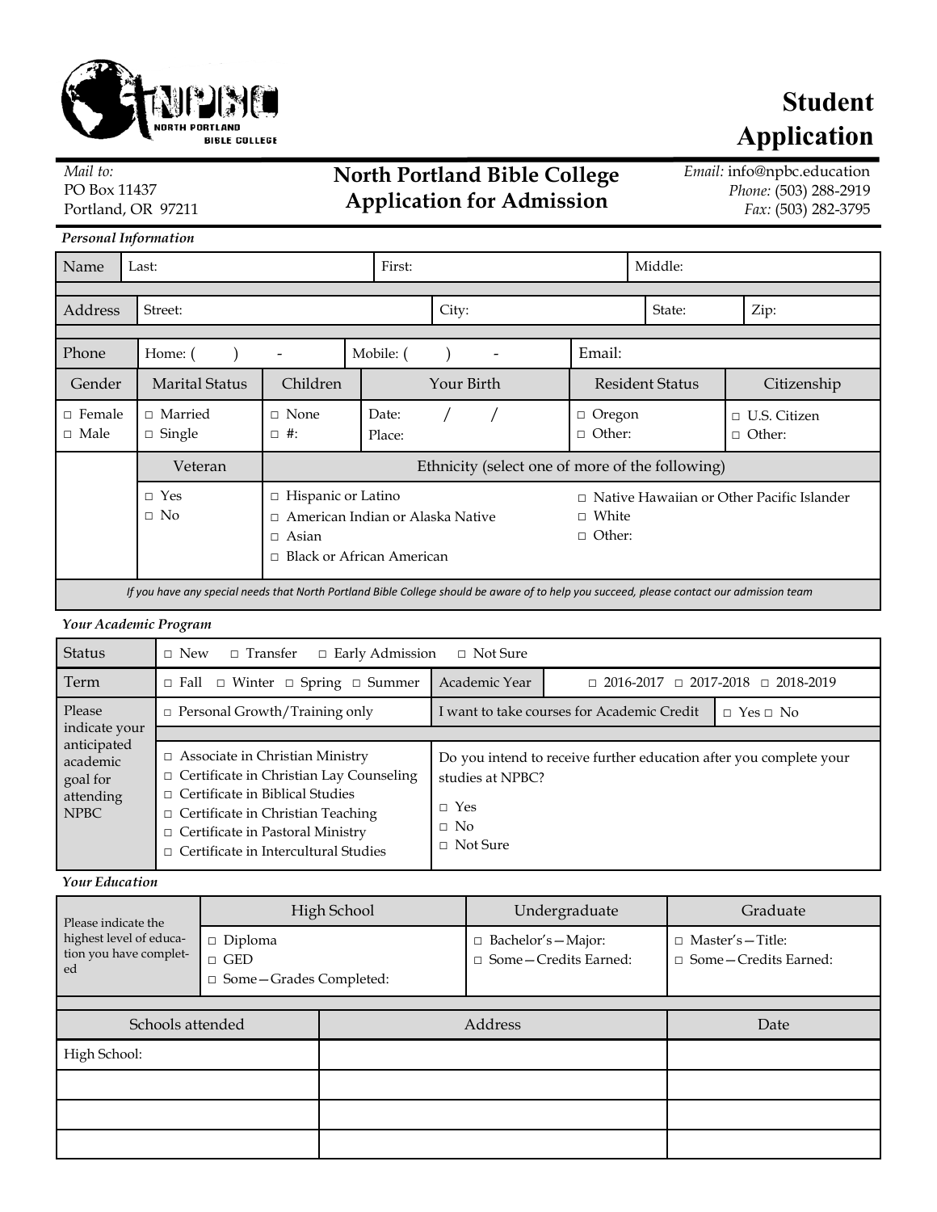# Student Application

*Mail to:*
PO Box 11437
Portland, OR 97211

## North Portland Bible College Application for Admission

*Email:* info@npbc.education
*Phone:* (503) 288-2919
*Fax:* (503) 282-3795

***Personal Information***

| Name | Last: | | First: | | Middle: |
|---|---|---|---|---|---|
| Address | Street: | City: | | State: | Zip: |
| Phone | Home: (     )     - | Mobile: (     )     - | | Email: | |

| Gender | Marital Status | Children | Your Birth | Resident Status | Citizenship |
|---|---|---|---|---|---|
| □ Female<br>□ Male | □ Married<br>□ Single | □ None<br>□ #: | Date:    /    /<br>Place: | □ Oregon<br>□ Other: | □ U.S. Citizen<br>□ Other: |

| | Veteran | Ethnicity (select one of more of the following) |
|---|---|---|
| | □ Yes<br>□ No | □ Hispanic or Latino<br>□ American Indian or Alaska Native<br>□ Asian<br>□ Black or African American<br>□ Native Hawaiian or Other Pacific Islander<br>□ White<br>□ Other: |

*If you have any special needs that North Portland Bible College should be aware of to help you succeed, please contact our admission team*

***Your Academic Program***

| Status | □ New □ Transfer □ Early Admission □ Not Sure | | |
|---|---|---|---|
| Term | □ Fall □ Winter □ Spring □ Summer | Academic Year | □ 2016-2017 □ 2017-2018 □ 2018-2019 |
| Please indicate your anticipated academic goal for attending NPBC | □ Personal Growth/Training only | I want to take courses for Academic Credit | □ Yes □ No |
| | □ Associate in Christian Ministry<br>□ Certificate in Christian Lay Counseling<br>□ Certificate in Biblical Studies<br>□ Certificate in Christian Teaching<br>□ Certificate in Pastoral Ministry<br>□ Certificate in Intercultural Studies | Do you intend to receive further education after you complete your studies at NPBC?<br>□ Yes<br>□ No<br>□ Not Sure | |

***Your Education***

| Please indicate the highest level of education you have completed | High School | Undergraduate | Graduate |
|---|---|---|---|
| | □ Diploma<br>□ GED<br>□ Some—Grades Completed: | □ Bachelor's—Major:<br>□ Some—Credits Earned: | □ Master's—Title:<br>□ Some—Credits Earned: |

| Schools attended | Address | Date |
|---|---|---|
| High School: | | |
| | | |
| | | |
| | | |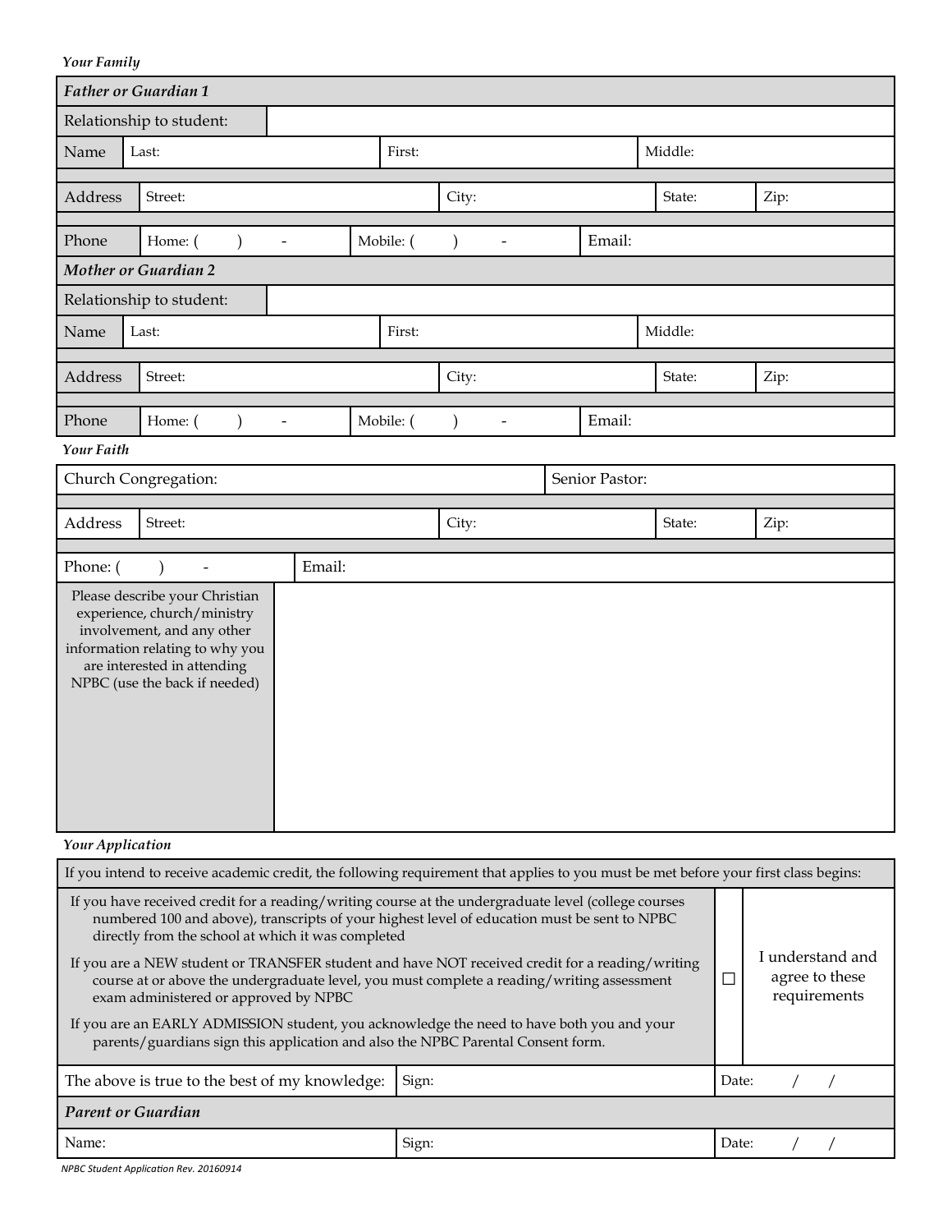*Your Family*

| | | | | | | | |
|---|---|---|---|---|---|---|---|
| ***Father or Guardian 1*** | | | | | | | |
| Relationship to student: | | | | | | | |
| Name | Last: | | First: | | | Middle: | |
| Address | Street: | | | City: | | State: | Zip: |
| Phone | Home: ( ) - | Mobile: ( ) - | | | Email: | | |
| ***Mother or Guardian 2*** | | | | | | | |
| Relationship to student: | | | | | | | |
| Name | Last: | | First: | | | Middle: | |
| Address | Street: | | | City: | | State: | Zip: |
| Phone | Home: ( ) - | Mobile: ( ) - | | | Email: | | |

*Your Faith*

| | | | | |
|---|---|---|---|---|
| Church Congregation: | | Senior Pastor: | | |
| Address | Street: | City: | State: | Zip: |
| Phone: ( ) - | Email: | | | |
| Please describe your Christian experience, church/ministry involvement, and any other information relating to why you are interested in attending NPBC (use the back if needed) | | | | |

*Your Application*

| | | |
|---|---|---|
| If you intend to receive academic credit, the following requirement that applies to you must be met before your first class begins: | | |
| If you have received credit for a reading/writing course at the undergraduate level (college courses numbered 100 and above), transcripts of your highest level of education must be sent to NPBC directly from the school at which it was completed<br><br>If you are a NEW student or TRANSFER student and have NOT received credit for a reading/writing course at or above the undergraduate level, you must complete a reading/writing assessment exam administered or approved by NPBC<br><br>If you are an EARLY ADMISSION student, you acknowledge the need to have both you and your parents/guardians sign this application and also the NPBC Parental Consent form. | ☐ | I understand and agree to these requirements |

| | | |
|---|---|---|
| The above is true to the best of my knowledge: | Sign: | Date: / / |
| ***Parent or Guardian*** | | |
| Name: | Sign: | Date: / / |

*NPBC Student Application Rev. 20160914*